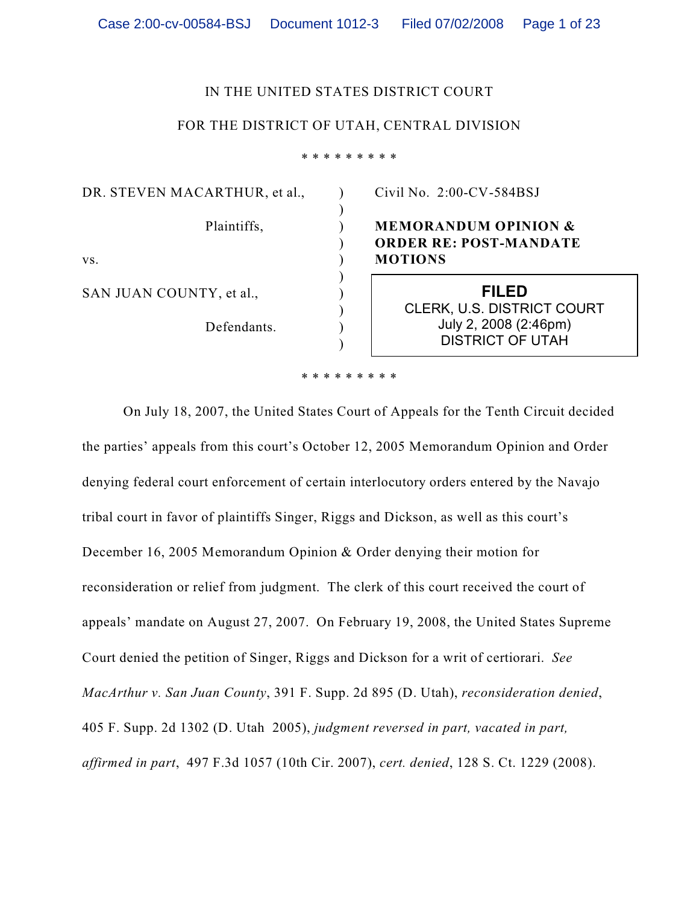IN THE UNITED STATES DISTRICT COURT

FOR THE DISTRICT OF UTAH, CENTRAL DIVISION

\* \* \* \* \* \* \* \* \*

| | | |
|---|---|---|
| DR. STEVEN MACARTHUR, et al., | ) | Civil No. 2:00-CV-584BSJ |
| Plaintiffs, | ) | |
| vs. | ) | **MEMORANDUM OPINION & ORDER RE: POST-MANDATE MOTIONS** |
| SAN JUAN COUNTY, et al., | ) | FILED CLERK, U.S. DISTRICT COURT July 2, 2008 (2:46pm) DISTRICT OF UTAH |
| Defendants. | ) | |

\* \* \* \* \* \* \* \* \*

On July 18, 2007, the United States Court of Appeals for the Tenth Circuit decided the parties' appeals from this court's October 12, 2005 Memorandum Opinion and Order denying federal court enforcement of certain interlocutory orders entered by the Navajo tribal court in favor of plaintiffs Singer, Riggs and Dickson, as well as this court's December 16, 2005 Memorandum Opinion & Order denying their motion for reconsideration or relief from judgment. The clerk of this court received the court of appeals' mandate on August 27, 2007. On February 19, 2008, the United States Supreme Court denied the petition of Singer, Riggs and Dickson for a writ of certiorari. *See MacArthur v. San Juan County*, 391 F. Supp. 2d 895 (D. Utah), *reconsideration denied*, 405 F. Supp. 2d 1302 (D. Utah 2005), *judgment reversed in part, vacated in part, affirmed in part*, 497 F.3d 1057 (10th Cir. 2007), *cert. denied*, 128 S. Ct. 1229 (2008).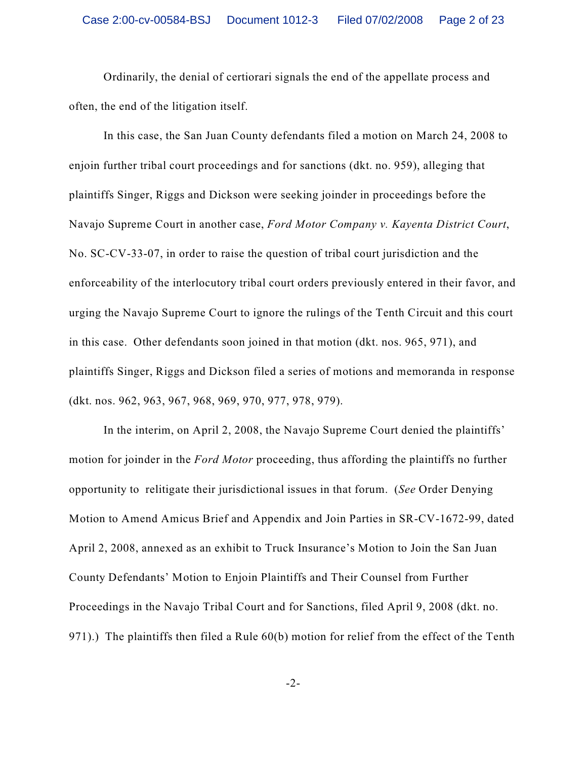Ordinarily, the denial of certiorari signals the end of the appellate process and often, the end of the litigation itself.

In this case, the San Juan County defendants filed a motion on March 24, 2008 to enjoin further tribal court proceedings and for sanctions (dkt. no. 959), alleging that plaintiffs Singer, Riggs and Dickson were seeking joinder in proceedings before the Navajo Supreme Court in another case, *Ford Motor Company v. Kayenta District Court*, No. SC-CV-33-07, in order to raise the question of tribal court jurisdiction and the enforceability of the interlocutory tribal court orders previously entered in their favor, and urging the Navajo Supreme Court to ignore the rulings of the Tenth Circuit and this court in this case. Other defendants soon joined in that motion (dkt. nos. 965, 971), and plaintiffs Singer, Riggs and Dickson filed a series of motions and memoranda in response (dkt. nos. 962, 963, 967, 968, 969, 970, 977, 978, 979).

In the interim, on April 2, 2008, the Navajo Supreme Court denied the plaintiffs' motion for joinder in the *Ford Motor* proceeding, thus affording the plaintiffs no further opportunity to relitigate their jurisdictional issues in that forum. (*See* Order Denying Motion to Amend Amicus Brief and Appendix and Join Parties in SR-CV-1672-99, dated April 2, 2008, annexed as an exhibit to Truck Insurance's Motion to Join the San Juan County Defendants' Motion to Enjoin Plaintiffs and Their Counsel from Further Proceedings in the Navajo Tribal Court and for Sanctions, filed April 9, 2008 (dkt. no. 971).) The plaintiffs then filed a Rule 60(b) motion for relief from the effect of the Tenth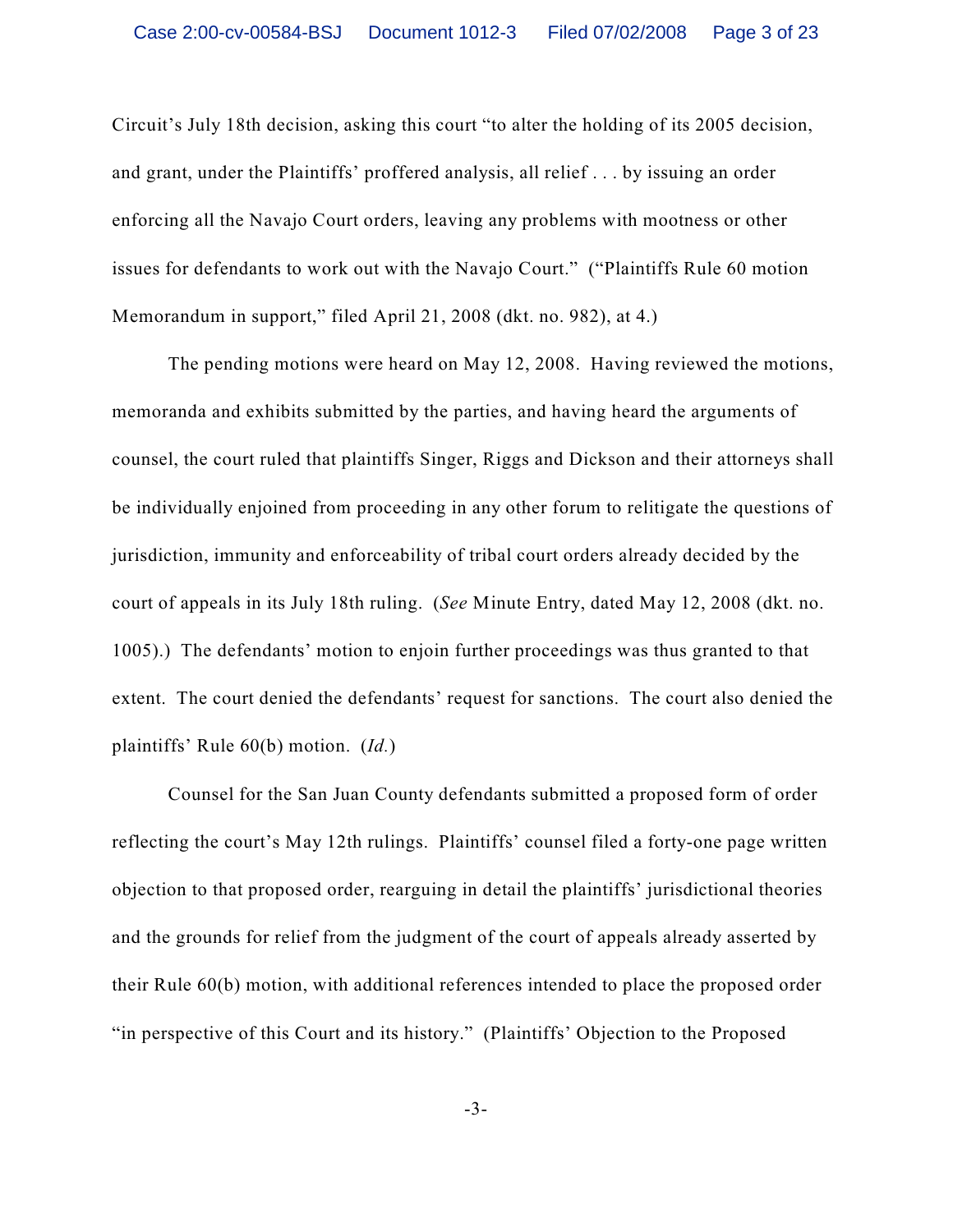Circuit's July 18th decision, asking this court "to alter the holding of its 2005 decision, and grant, under the Plaintiffs' proffered analysis, all relief . . . by issuing an order enforcing all the Navajo Court orders, leaving any problems with mootness or other issues for defendants to work out with the Navajo Court." ("Plaintiffs Rule 60 motion Memorandum in support," filed April 21, 2008 (dkt. no. 982), at 4.)

The pending motions were heard on May 12, 2008. Having reviewed the motions, memoranda and exhibits submitted by the parties, and having heard the arguments of counsel, the court ruled that plaintiffs Singer, Riggs and Dickson and their attorneys shall be individually enjoined from proceeding in any other forum to relitigate the questions of jurisdiction, immunity and enforceability of tribal court orders already decided by the court of appeals in its July 18th ruling. (*See* Minute Entry, dated May 12, 2008 (dkt. no. 1005).) The defendants' motion to enjoin further proceedings was thus granted to that extent. The court denied the defendants' request for sanctions. The court also denied the plaintiffs' Rule 60(b) motion. (*Id.*)

Counsel for the San Juan County defendants submitted a proposed form of order reflecting the court's May 12th rulings. Plaintiffs' counsel filed a forty-one page written objection to that proposed order, rearguing in detail the plaintiffs' jurisdictional theories and the grounds for relief from the judgment of the court of appeals already asserted by their Rule 60(b) motion, with additional references intended to place the proposed order "in perspective of this Court and its history." (Plaintiffs' Objection to the Proposed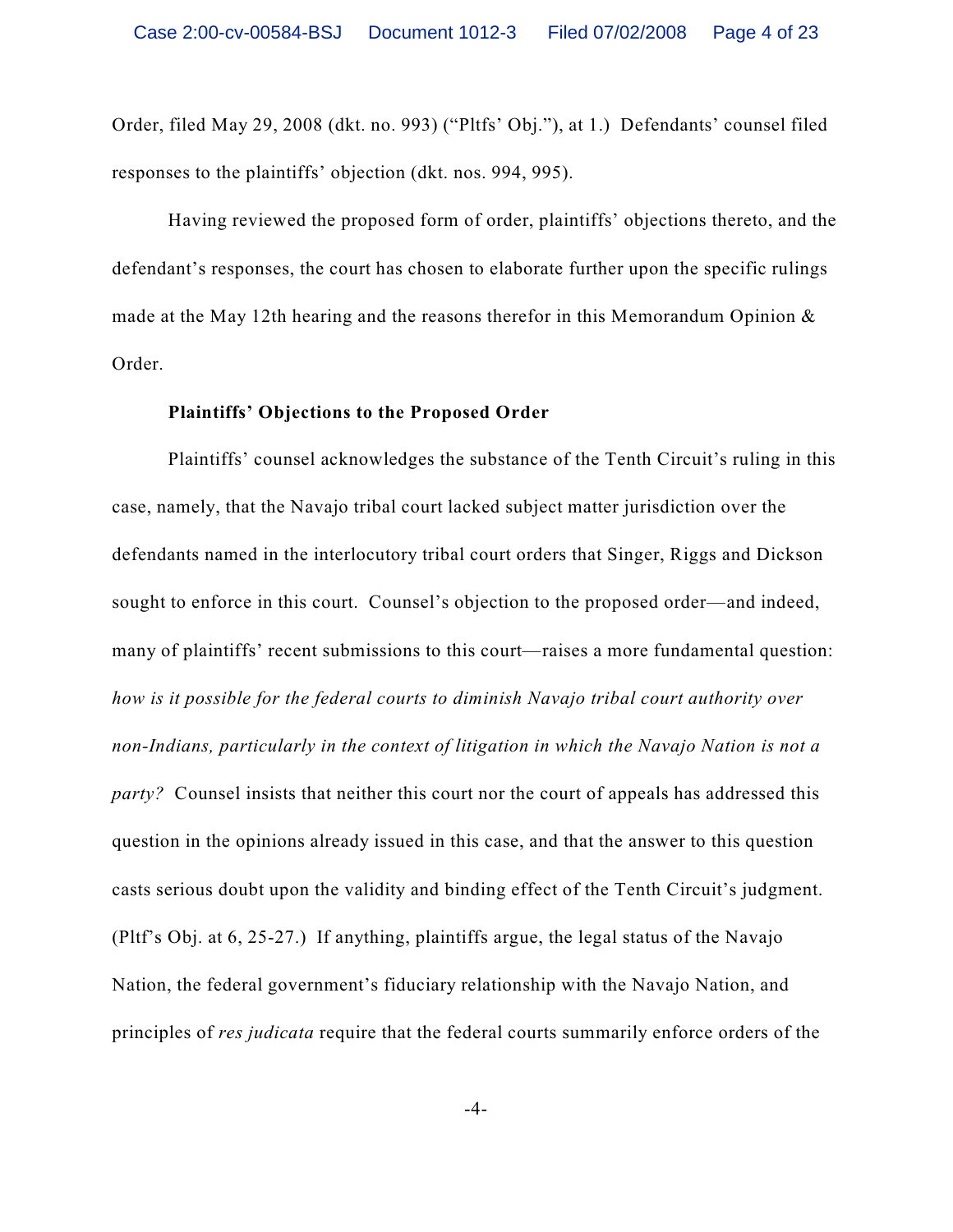Order, filed May 29, 2008 (dkt. no. 993) ("Pltfs' Obj."), at 1.) Defendants' counsel filed responses to the plaintiffs' objection (dkt. nos. 994, 995).

Having reviewed the proposed form of order, plaintiffs' objections thereto, and the defendant's responses, the court has chosen to elaborate further upon the specific rulings made at the May 12th hearing and the reasons therefor in this Memorandum Opinion & Order.

**Plaintiffs' Objections to the Proposed Order**

Plaintiffs' counsel acknowledges the substance of the Tenth Circuit's ruling in this case, namely, that the Navajo tribal court lacked subject matter jurisdiction over the defendants named in the interlocutory tribal court orders that Singer, Riggs and Dickson sought to enforce in this court. Counsel's objection to the proposed order—and indeed, many of plaintiffs' recent submissions to this court—raises a more fundamental question: *how is it possible for the federal courts to diminish Navajo tribal court authority over non-Indians, particularly in the context of litigation in which the Navajo Nation is not a party?* Counsel insists that neither this court nor the court of appeals has addressed this question in the opinions already issued in this case, and that the answer to this question casts serious doubt upon the validity and binding effect of the Tenth Circuit's judgment. (Pltf's Obj. at 6, 25-27.) If anything, plaintiffs argue, the legal status of the Navajo Nation, the federal government's fiduciary relationship with the Navajo Nation, and principles of *res judicata* require that the federal courts summarily enforce orders of the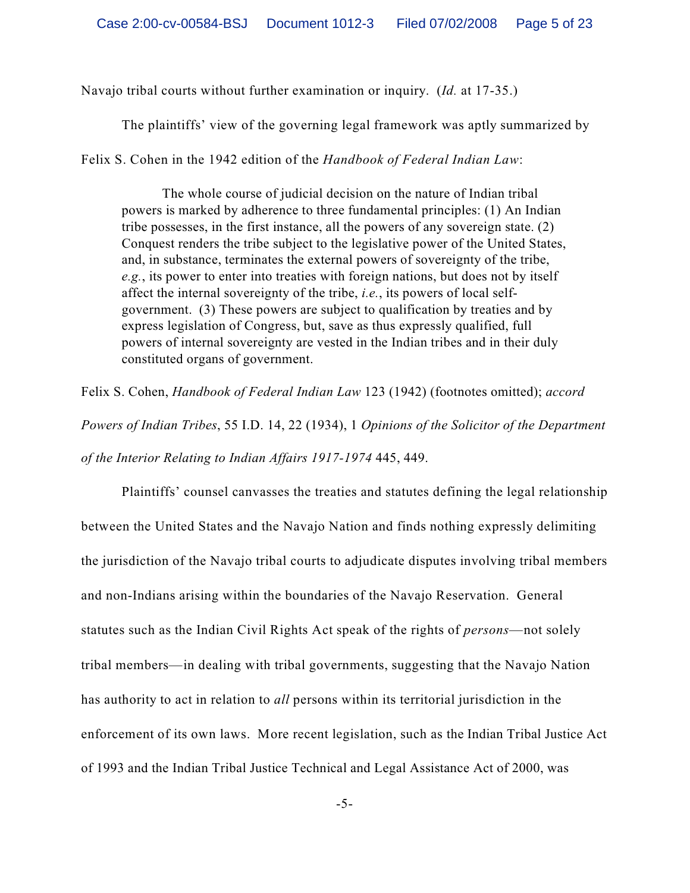Navajo tribal courts without further examination or inquiry. (*Id.* at 17-35.)

The plaintiffs' view of the governing legal framework was aptly summarized by Felix S. Cohen in the 1942 edition of the *Handbook of Federal Indian Law*:

> The whole course of judicial decision on the nature of Indian tribal powers is marked by adherence to three fundamental principles: (1) An Indian tribe possesses, in the first instance, all the powers of any sovereign state. (2) Conquest renders the tribe subject to the legislative power of the United States, and, in substance, terminates the external powers of sovereignty of the tribe, *e.g.*, its power to enter into treaties with foreign nations, but does not by itself affect the internal sovereignty of the tribe, *i.e.*, its powers of local self-government. (3) These powers are subject to qualification by treaties and by express legislation of Congress, but, save as thus expressly qualified, full powers of internal sovereignty are vested in the Indian tribes and in their duly constituted organs of government.

Felix S. Cohen, *Handbook of Federal Indian Law* 123 (1942) (footnotes omitted); *accord Powers of Indian Tribes*, 55 I.D. 14, 22 (1934), 1 *Opinions of the Solicitor of the Department of the Interior Relating to Indian Affairs 1917-1974* 445, 449.

Plaintiffs' counsel canvasses the treaties and statutes defining the legal relationship between the United States and the Navajo Nation and finds nothing expressly delimiting the jurisdiction of the Navajo tribal courts to adjudicate disputes involving tribal members and non-Indians arising within the boundaries of the Navajo Reservation. General statutes such as the Indian Civil Rights Act speak of the rights of *persons*—not solely tribal members—in dealing with tribal governments, suggesting that the Navajo Nation has authority to act in relation to *all* persons within its territorial jurisdiction in the enforcement of its own laws. More recent legislation, such as the Indian Tribal Justice Act of 1993 and the Indian Tribal Justice Technical and Legal Assistance Act of 2000, was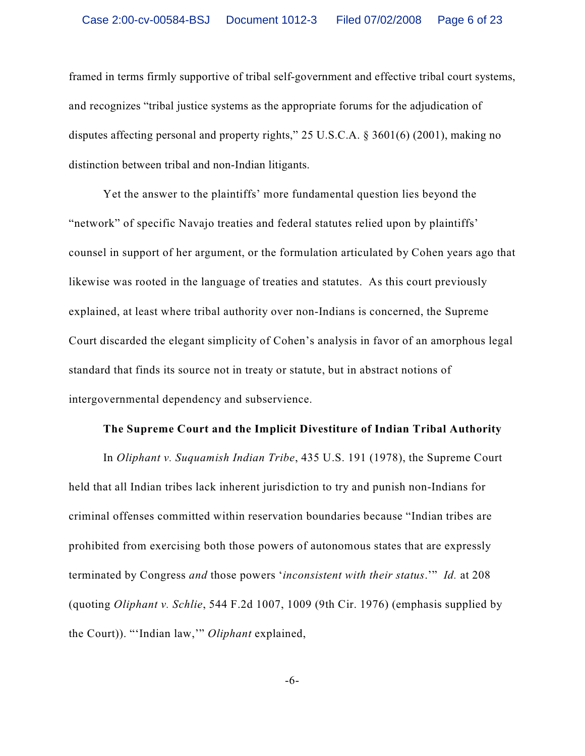framed in terms firmly supportive of tribal self-government and effective tribal court systems, and recognizes "tribal justice systems as the appropriate forums for the adjudication of disputes affecting personal and property rights," 25 U.S.C.A. § 3601(6) (2001), making no distinction between tribal and non-Indian litigants.

Yet the answer to the plaintiffs' more fundamental question lies beyond the "network" of specific Navajo treaties and federal statutes relied upon by plaintiffs' counsel in support of her argument, or the formulation articulated by Cohen years ago that likewise was rooted in the language of treaties and statutes. As this court previously explained, at least where tribal authority over non-Indians is concerned, the Supreme Court discarded the elegant simplicity of Cohen's analysis in favor of an amorphous legal standard that finds its source not in treaty or statute, but in abstract notions of intergovernmental dependency and subservience.

**The Supreme Court and the Implicit Divestiture of Indian Tribal Authority**

In *Oliphant v. Suquamish Indian Tribe*, 435 U.S. 191 (1978), the Supreme Court held that all Indian tribes lack inherent jurisdiction to try and punish non-Indians for criminal offenses committed within reservation boundaries because "Indian tribes are prohibited from exercising both those powers of autonomous states that are expressly terminated by Congress *and* those powers '*inconsistent with their status*.'" *Id.* at 208 (quoting *Oliphant v. Schlie*, 544 F.2d 1007, 1009 (9th Cir. 1976) (emphasis supplied by the Court)). "'Indian law,'" *Oliphant* explained,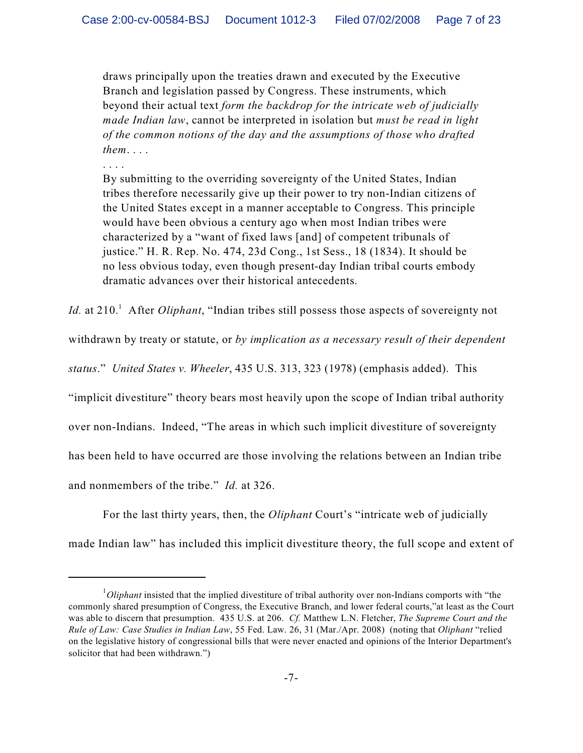> draws principally upon the treaties drawn and executed by the Executive Branch and legislation passed by Congress. These instruments, which beyond their actual text *form the backdrop for the intricate web of judicially made Indian law*, cannot be interpreted in isolation but *must be read in light of the common notions of the day and the assumptions of those who drafted them*. . . .
>
> . . . .
>
> By submitting to the overriding sovereignty of the United States, Indian tribes therefore necessarily give up their power to try non-Indian citizens of the United States except in a manner acceptable to Congress. This principle would have been obvious a century ago when most Indian tribes were characterized by a "want of fixed laws [and] of competent tribunals of justice." H. R. Rep. No. 474, 23d Cong., 1st Sess., 18 (1834). It should be no less obvious today, even though present-day Indian tribal courts embody dramatic advances over their historical antecedents.

*Id.* at 210.[1] After *Oliphant*, "Indian tribes still possess those aspects of sovereignty not withdrawn by treaty or statute, or *by implication as a necessary result of their dependent status*." *United States v. Wheeler*, 435 U.S. 313, 323 (1978) (emphasis added). This "implicit divestiture" theory bears most heavily upon the scope of Indian tribal authority over non-Indians. Indeed, "The areas in which such implicit divestiture of sovereignty has been held to have occurred are those involving the relations between an Indian tribe and nonmembers of the tribe." *Id.* at 326.

For the last thirty years, then, the *Oliphant* Court's "intricate web of judicially made Indian law" has included this implicit divestiture theory, the full scope and extent of

---

[1] *Oliphant* insisted that the implied divestiture of tribal authority over non-Indians comports with "the commonly shared presumption of Congress, the Executive Branch, and lower federal courts,"at least as the Court was able to discern that presumption. 435 U.S. at 206. *Cf.* Matthew L.N. Fletcher, *The Supreme Court and the Rule of Law: Case Studies in Indian Law*, 55 Fed. Law. 26, 31 (Mar./Apr. 2008) (noting that *Oliphant* "relied on the legislative history of congressional bills that were never enacted and opinions of the Interior Department's solicitor that had been withdrawn.")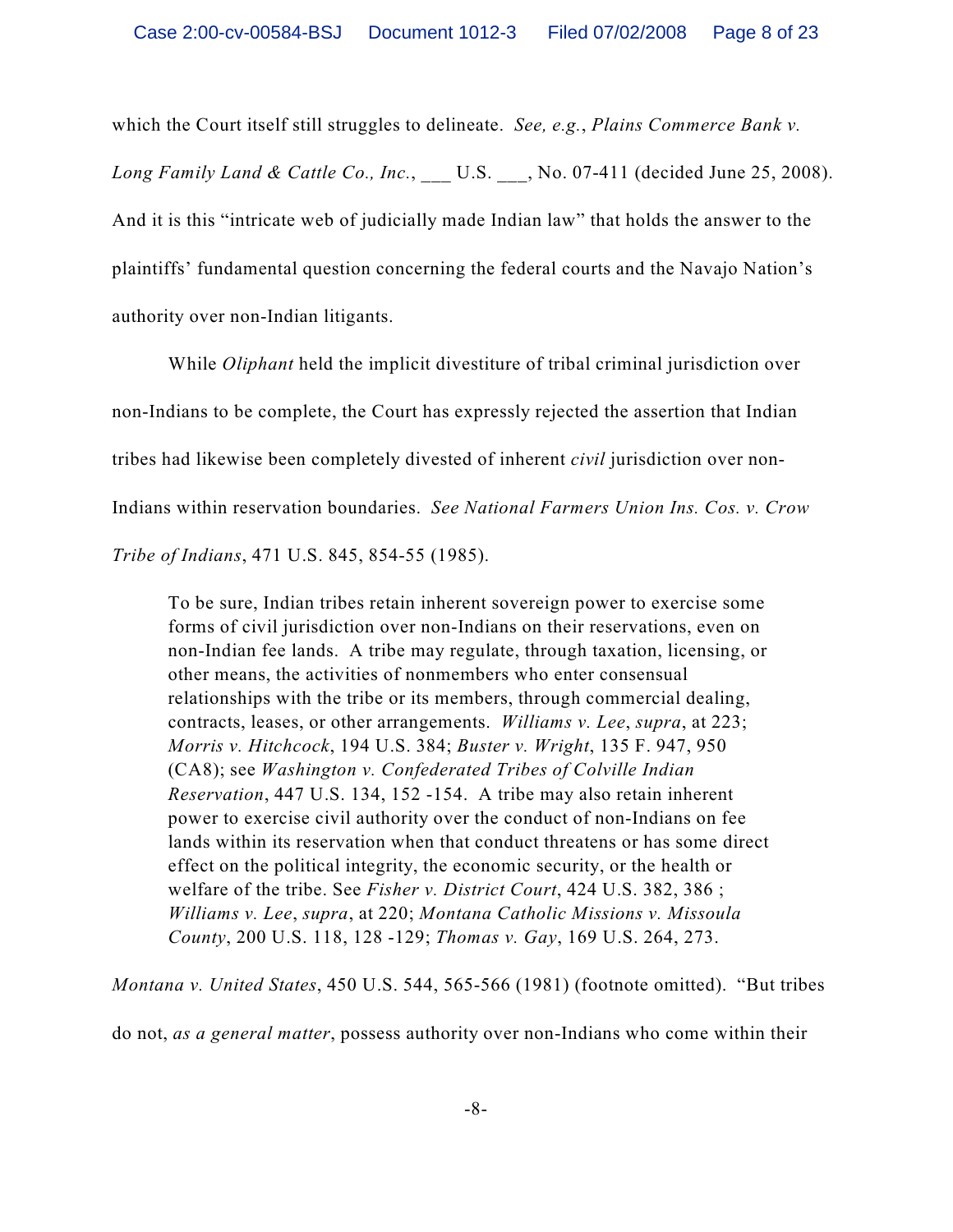which the Court itself still struggles to delineate. *See, e.g.*, *Plains Commerce Bank v. Long Family Land & Cattle Co., Inc.*, ___ U.S. ___, No. 07-411 (decided June 25, 2008). And it is this "intricate web of judicially made Indian law" that holds the answer to the plaintiffs' fundamental question concerning the federal courts and the Navajo Nation's authority over non-Indian litigants.

While *Oliphant* held the implicit divestiture of tribal criminal jurisdiction over non-Indians to be complete, the Court has expressly rejected the assertion that Indian tribes had likewise been completely divested of inherent *civil* jurisdiction over non-Indians within reservation boundaries. *See National Farmers Union Ins. Cos. v. Crow Tribe of Indians*, 471 U.S. 845, 854-55 (1985).

> To be sure, Indian tribes retain inherent sovereign power to exercise some forms of civil jurisdiction over non-Indians on their reservations, even on non-Indian fee lands. A tribe may regulate, through taxation, licensing, or other means, the activities of nonmembers who enter consensual relationships with the tribe or its members, through commercial dealing, contracts, leases, or other arrangements. *Williams v. Lee*, *supra*, at 223; *Morris v. Hitchcock*, 194 U.S. 384; *Buster v. Wright*, 135 F. 947, 950 (CA8); see *Washington v. Confederated Tribes of Colville Indian Reservation*, 447 U.S. 134, 152 -154. A tribe may also retain inherent power to exercise civil authority over the conduct of non-Indians on fee lands within its reservation when that conduct threatens or has some direct effect on the political integrity, the economic security, or the health or welfare of the tribe. See *Fisher v. District Court*, 424 U.S. 382, 386 ; *Williams v. Lee*, *supra*, at 220; *Montana Catholic Missions v. Missoula County*, 200 U.S. 118, 128 -129; *Thomas v. Gay*, 169 U.S. 264, 273.

*Montana v. United States*, 450 U.S. 544, 565-566 (1981) (footnote omitted). "But tribes do not, *as a general matter*, possess authority over non-Indians who come within their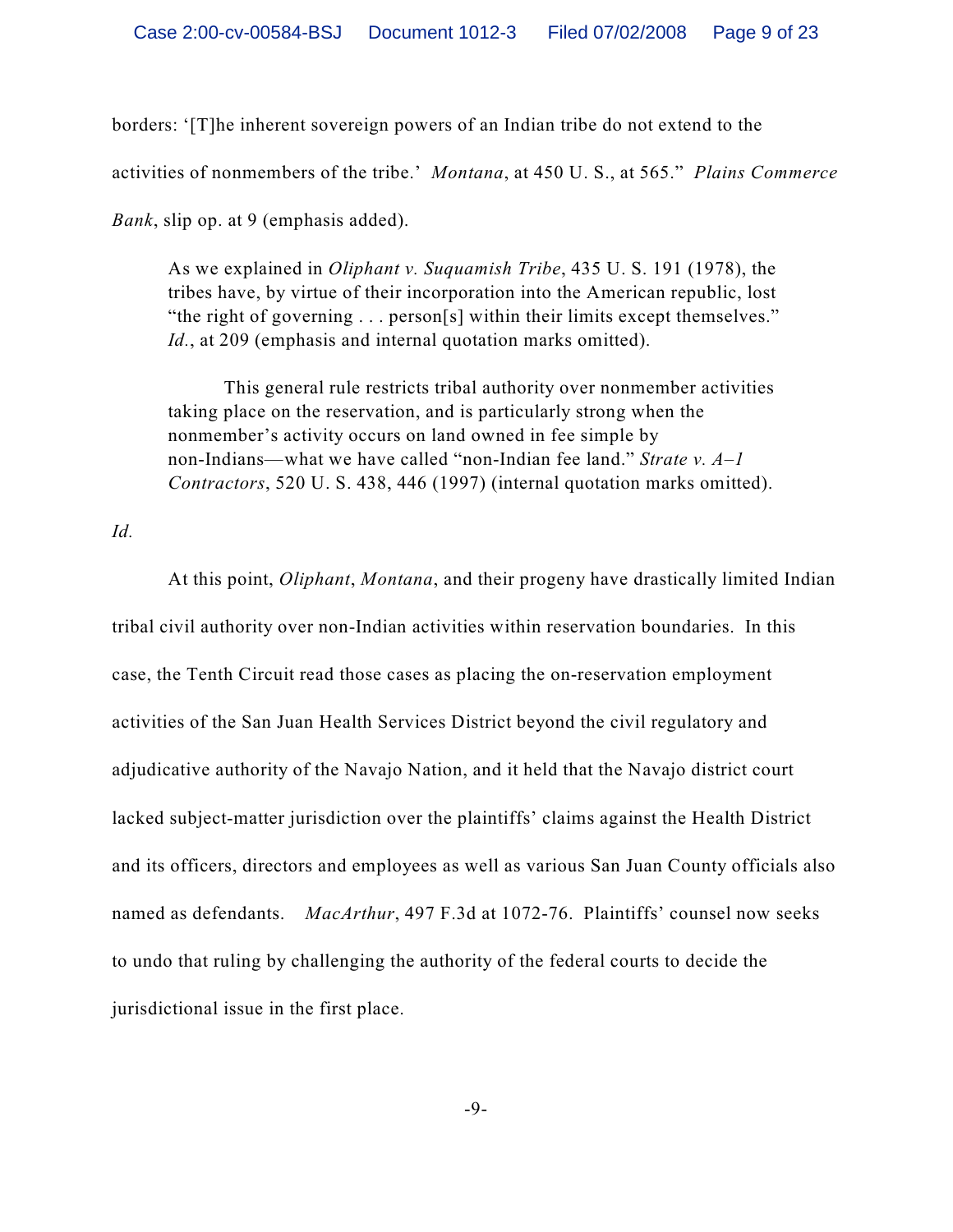borders: '[T]he inherent sovereign powers of an Indian tribe do not extend to the activities of nonmembers of the tribe.' *Montana*, at 450 U. S., at 565." *Plains Commerce Bank*, slip op. at 9 (emphasis added).

> As we explained in *Oliphant v. Suquamish Tribe*, 435 U. S. 191 (1978), the tribes have, by virtue of their incorporation into the American republic, lost "the right of governing . . . person[s] within their limits except themselves." *Id.*, at 209 (emphasis and internal quotation marks omitted).
>
> This general rule restricts tribal authority over nonmember activities taking place on the reservation, and is particularly strong when the nonmember's activity occurs on land owned in fee simple by non-Indians—what we have called "non-Indian fee land." *Strate v. A–1 Contractors*, 520 U. S. 438, 446 (1997) (internal quotation marks omitted).

*Id.*

At this point, *Oliphant*, *Montana*, and their progeny have drastically limited Indian tribal civil authority over non-Indian activities within reservation boundaries. In this case, the Tenth Circuit read those cases as placing the on-reservation employment activities of the San Juan Health Services District beyond the civil regulatory and adjudicative authority of the Navajo Nation, and it held that the Navajo district court lacked subject-matter jurisdiction over the plaintiffs' claims against the Health District and its officers, directors and employees as well as various San Juan County officials also named as defendants. *MacArthur*, 497 F.3d at 1072-76. Plaintiffs' counsel now seeks to undo that ruling by challenging the authority of the federal courts to decide the jurisdictional issue in the first place.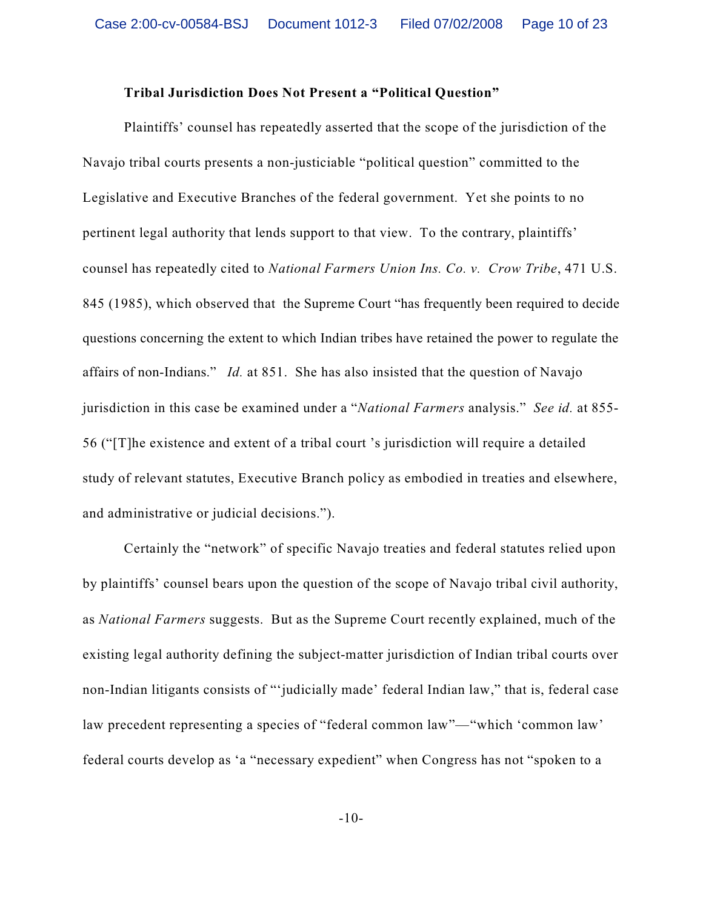**Tribal Jurisdiction Does Not Present a "Political Question"**

Plaintiffs' counsel has repeatedly asserted that the scope of the jurisdiction of the Navajo tribal courts presents a non-justiciable "political question" committed to the Legislative and Executive Branches of the federal government. Yet she points to no pertinent legal authority that lends support to that view. To the contrary, plaintiffs' counsel has repeatedly cited to *National Farmers Union Ins. Co. v. Crow Tribe*, 471 U.S. 845 (1985), which observed that the Supreme Court "has frequently been required to decide questions concerning the extent to which Indian tribes have retained the power to regulate the affairs of non-Indians." *Id.* at 851. She has also insisted that the question of Navajo jurisdiction in this case be examined under a "*National Farmers* analysis." *See id.* at 855-56 ("[T]he existence and extent of a tribal court 's jurisdiction will require a detailed study of relevant statutes, Executive Branch policy as embodied in treaties and elsewhere, and administrative or judicial decisions.").

Certainly the "network" of specific Navajo treaties and federal statutes relied upon by plaintiffs' counsel bears upon the question of the scope of Navajo tribal civil authority, as *National Farmers* suggests. But as the Supreme Court recently explained, much of the existing legal authority defining the subject-matter jurisdiction of Indian tribal courts over non-Indian litigants consists of "'judicially made' federal Indian law," that is, federal case law precedent representing a species of "federal common law"—"which 'common law' federal courts develop as 'a "necessary expedient" when Congress has not "spoken to a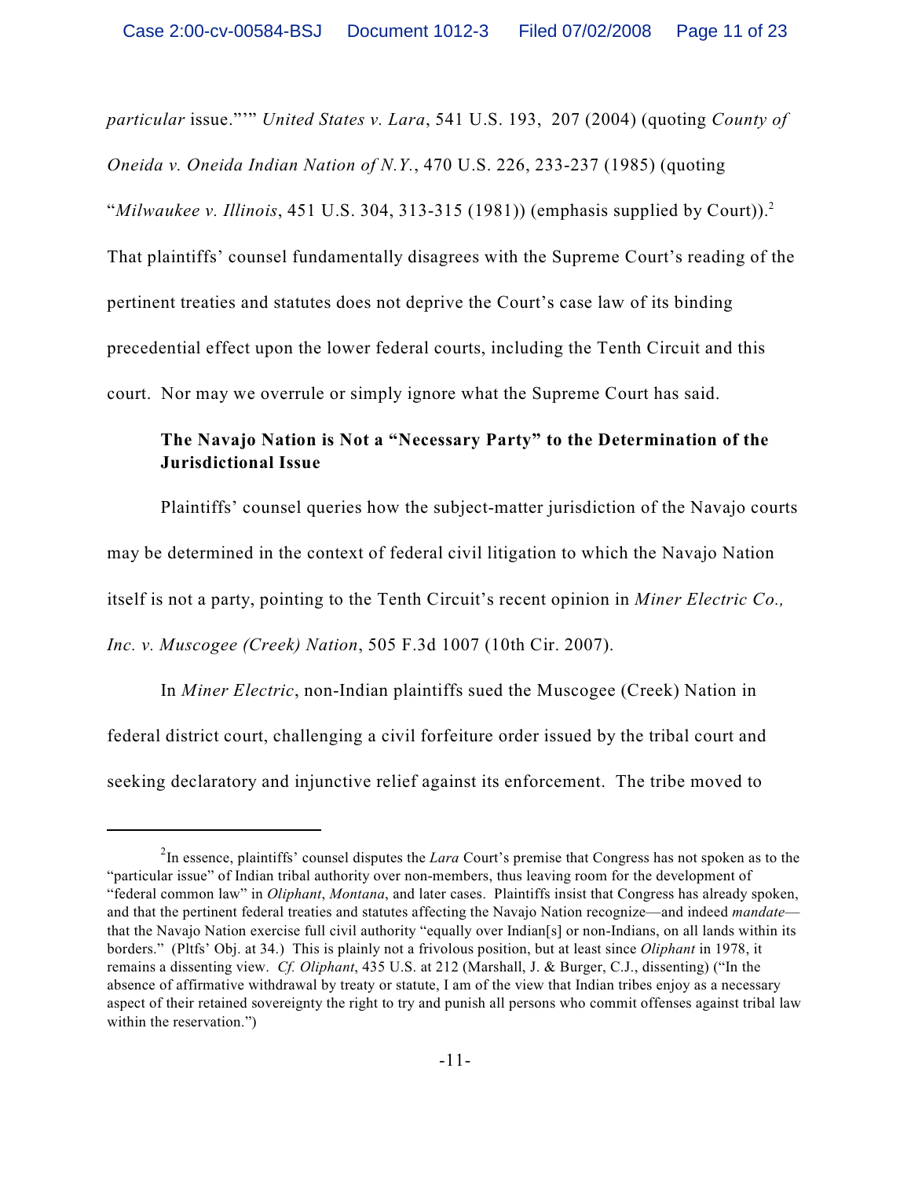*particular* issue.""" *United States v. Lara*, 541 U.S. 193, 207 (2004) (quoting *County of Oneida v. Oneida Indian Nation of N.Y.*, 470 U.S. 226, 233-237 (1985) (quoting "*Milwaukee v. Illinois*, 451 U.S. 304, 313-315 (1981)) (emphasis supplied by Court)).[2] That plaintiffs' counsel fundamentally disagrees with the Supreme Court's reading of the pertinent treaties and statutes does not deprive the Court's case law of its binding precedential effect upon the lower federal courts, including the Tenth Circuit and this court. Nor may we overrule or simply ignore what the Supreme Court has said.

**The Navajo Nation is Not a "Necessary Party" to the Determination of the Jurisdictional Issue**

Plaintiffs' counsel queries how the subject-matter jurisdiction of the Navajo courts may be determined in the context of federal civil litigation to which the Navajo Nation itself is not a party, pointing to the Tenth Circuit's recent opinion in *Miner Electric Co., Inc. v. Muscogee (Creek) Nation*, 505 F.3d 1007 (10th Cir. 2007).

In *Miner Electric*, non-Indian plaintiffs sued the Muscogee (Creek) Nation in federal district court, challenging a civil forfeiture order issued by the tribal court and seeking declaratory and injunctive relief against its enforcement. The tribe moved to

---

[2] In essence, plaintiffs' counsel disputes the *Lara* Court's premise that Congress has not spoken as to the "particular issue" of Indian tribal authority over non-members, thus leaving room for the development of "federal common law" in *Oliphant*, *Montana*, and later cases. Plaintiffs insist that Congress has already spoken, and that the pertinent federal treaties and statutes affecting the Navajo Nation recognize—and indeed *mandate*—that the Navajo Nation exercise full civil authority "equally over Indian[s] or non-Indians, on all lands within its borders." (Pltfs' Obj. at 34.) This is plainly not a frivolous position, but at least since *Oliphant* in 1978, it remains a dissenting view. *Cf. Oliphant*, 435 U.S. at 212 (Marshall, J. & Burger, C.J., dissenting) ("In the absence of affirmative withdrawal by treaty or statute, I am of the view that Indian tribes enjoy as a necessary aspect of their retained sovereignty the right to try and punish all persons who commit offenses against tribal law within the reservation.")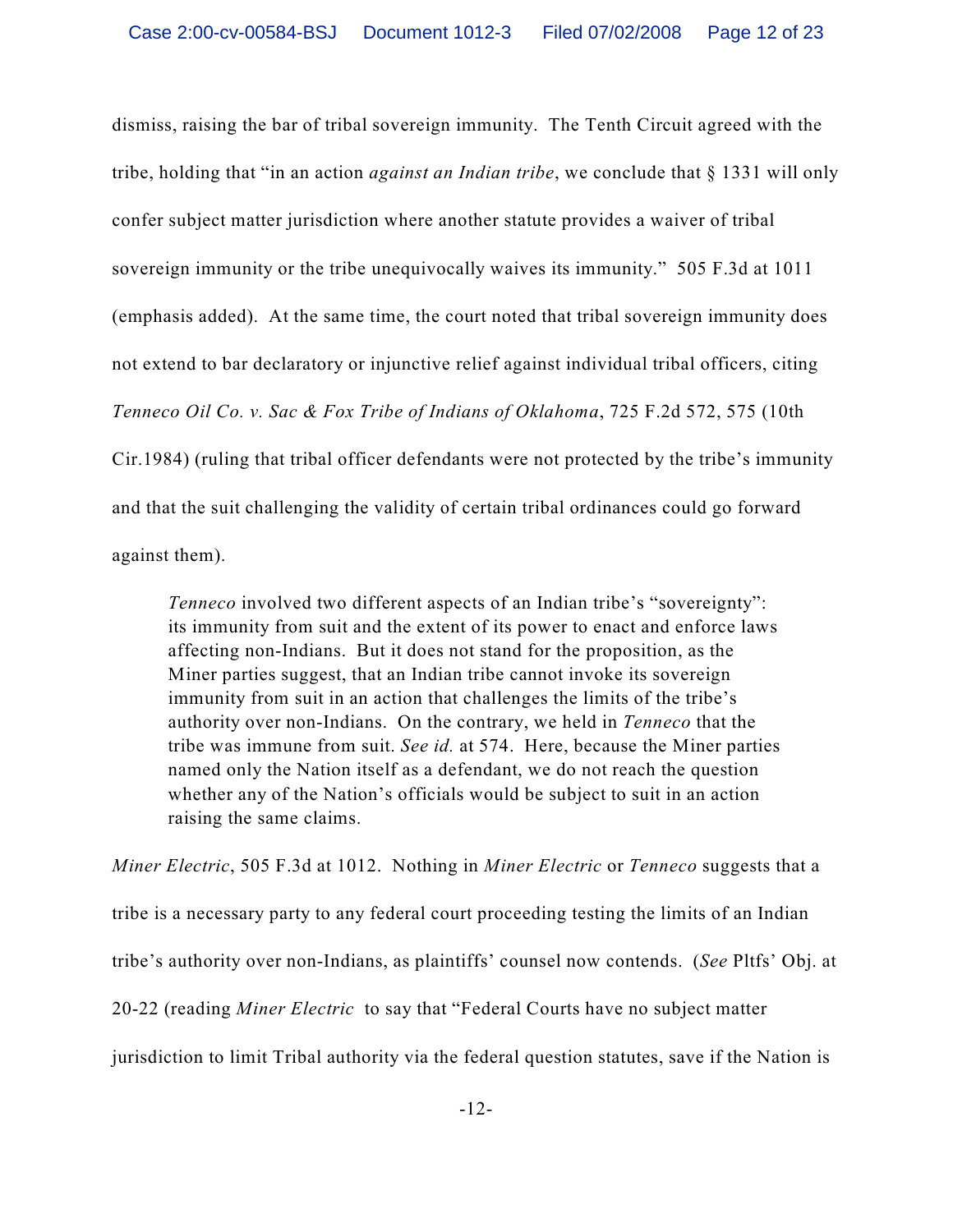dismiss, raising the bar of tribal sovereign immunity. The Tenth Circuit agreed with the tribe, holding that "in an action *against an Indian tribe*, we conclude that § 1331 will only confer subject matter jurisdiction where another statute provides a waiver of tribal sovereign immunity or the tribe unequivocally waives its immunity." 505 F.3d at 1011 (emphasis added). At the same time, the court noted that tribal sovereign immunity does not extend to bar declaratory or injunctive relief against individual tribal officers, citing *Tenneco Oil Co. v. Sac & Fox Tribe of Indians of Oklahoma*, 725 F.2d 572, 575 (10th Cir.1984) (ruling that tribal officer defendants were not protected by the tribe's immunity and that the suit challenging the validity of certain tribal ordinances could go forward against them).

> *Tenneco* involved two different aspects of an Indian tribe's "sovereignty": its immunity from suit and the extent of its power to enact and enforce laws affecting non-Indians. But it does not stand for the proposition, as the Miner parties suggest, that an Indian tribe cannot invoke its sovereign immunity from suit in an action that challenges the limits of the tribe's authority over non-Indians. On the contrary, we held in *Tenneco* that the tribe was immune from suit. *See id.* at 574. Here, because the Miner parties named only the Nation itself as a defendant, we do not reach the question whether any of the Nation's officials would be subject to suit in an action raising the same claims.

*Miner Electric*, 505 F.3d at 1012. Nothing in *Miner Electric* or *Tenneco* suggests that a tribe is a necessary party to any federal court proceeding testing the limits of an Indian tribe's authority over non-Indians, as plaintiffs' counsel now contends. (*See* Pltfs' Obj. at 20-22 (reading *Miner Electric* to say that "Federal Courts have no subject matter jurisdiction to limit Tribal authority via the federal question statutes, save if the Nation is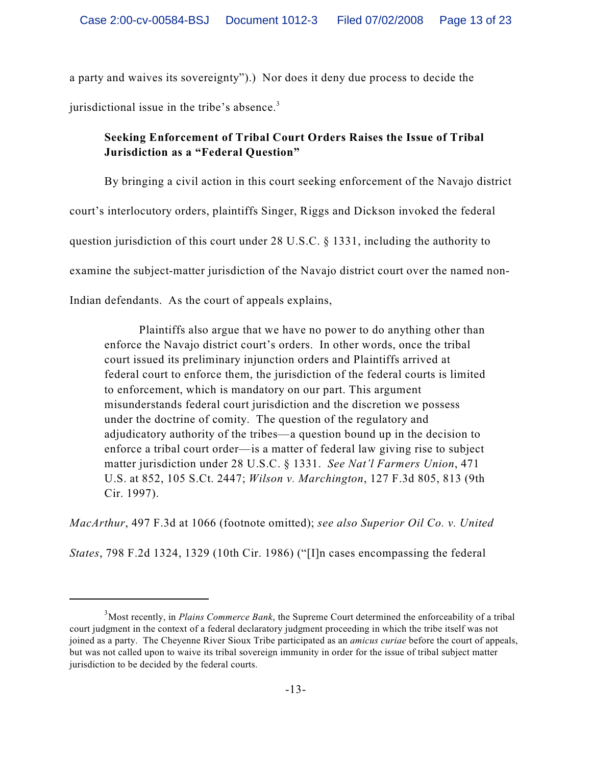a party and waives its sovereignty").) Nor does it deny due process to decide the jurisdictional issue in the tribe's absence.[3]

**Seeking Enforcement of Tribal Court Orders Raises the Issue of Tribal Jurisdiction as a "Federal Question"**

By bringing a civil action in this court seeking enforcement of the Navajo district court's interlocutory orders, plaintiffs Singer, Riggs and Dickson invoked the federal question jurisdiction of this court under 28 U.S.C. § 1331, including the authority to examine the subject-matter jurisdiction of the Navajo district court over the named non-Indian defendants. As the court of appeals explains,

> Plaintiffs also argue that we have no power to do anything other than enforce the Navajo district court's orders. In other words, once the tribal court issued its preliminary injunction orders and Plaintiffs arrived at federal court to enforce them, the jurisdiction of the federal courts is limited to enforcement, which is mandatory on our part. This argument misunderstands federal court jurisdiction and the discretion we possess under the doctrine of comity. The question of the regulatory and adjudicatory authority of the tribes—a question bound up in the decision to enforce a tribal court order—is a matter of federal law giving rise to subject matter jurisdiction under 28 U.S.C. § 1331. *See Nat'l Farmers Union*, 471 U.S. at 852, 105 S.Ct. 2447; *Wilson v. Marchington*, 127 F.3d 805, 813 (9th Cir. 1997).

*MacArthur*, 497 F.3d at 1066 (footnote omitted); *see also Superior Oil Co. v. United States*, 798 F.2d 1324, 1329 (10th Cir. 1986) ("[I]n cases encompassing the federal

---

[3] Most recently, in *Plains Commerce Bank*, the Supreme Court determined the enforceability of a tribal court judgment in the context of a federal declaratory judgment proceeding in which the tribe itself was not joined as a party. The Cheyenne River Sioux Tribe participated as an *amicus curiae* before the court of appeals, but was not called upon to waive its tribal sovereign immunity in order for the issue of tribal subject matter jurisdiction to be decided by the federal courts.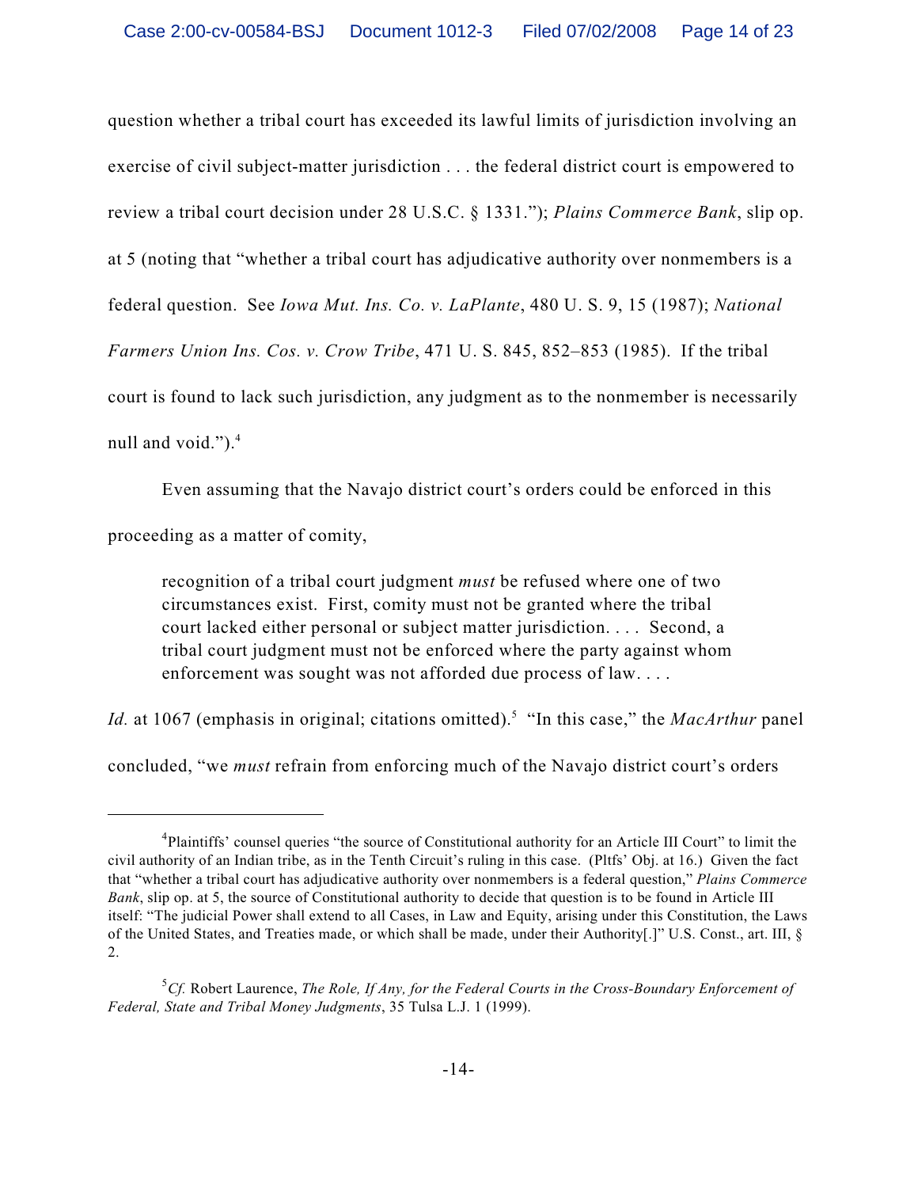question whether a tribal court has exceeded its lawful limits of jurisdiction involving an exercise of civil subject-matter jurisdiction . . . the federal district court is empowered to review a tribal court decision under 28 U.S.C. § 1331."); *Plains Commerce Bank*, slip op. at 5 (noting that "whether a tribal court has adjudicative authority over nonmembers is a federal question. See *Iowa Mut. Ins. Co. v. LaPlante*, 480 U. S. 9, 15 (1987); *National Farmers Union Ins. Cos. v. Crow Tribe*, 471 U. S. 845, 852–853 (1985). If the tribal court is found to lack such jurisdiction, any judgment as to the nonmember is necessarily null and void.").[4]

Even assuming that the Navajo district court's orders could be enforced in this proceeding as a matter of comity,

> recognition of a tribal court judgment *must* be refused where one of two circumstances exist. First, comity must not be granted where the tribal court lacked either personal or subject matter jurisdiction. . . . Second, a tribal court judgment must not be enforced where the party against whom enforcement was sought was not afforded due process of law. . . .

*Id.* at 1067 (emphasis in original; citations omitted).[5] "In this case," the *MacArthur* panel concluded, "we *must* refrain from enforcing much of the Navajo district court's orders

---

[4] Plaintiffs' counsel queries "the source of Constitutional authority for an Article III Court" to limit the civil authority of an Indian tribe, as in the Tenth Circuit's ruling in this case. (Pltfs' Obj. at 16.) Given the fact that "whether a tribal court has adjudicative authority over nonmembers is a federal question," *Plains Commerce Bank*, slip op. at 5, the source of Constitutional authority to decide that question is to be found in Article III itself: "The judicial Power shall extend to all Cases, in Law and Equity, arising under this Constitution, the Laws of the United States, and Treaties made, or which shall be made, under their Authority[.]" U.S. Const., art. III, § 2.

[5] *Cf.* Robert Laurence, *The Role, If Any, for the Federal Courts in the Cross-Boundary Enforcement of Federal, State and Tribal Money Judgments*, 35 Tulsa L.J. 1 (1999).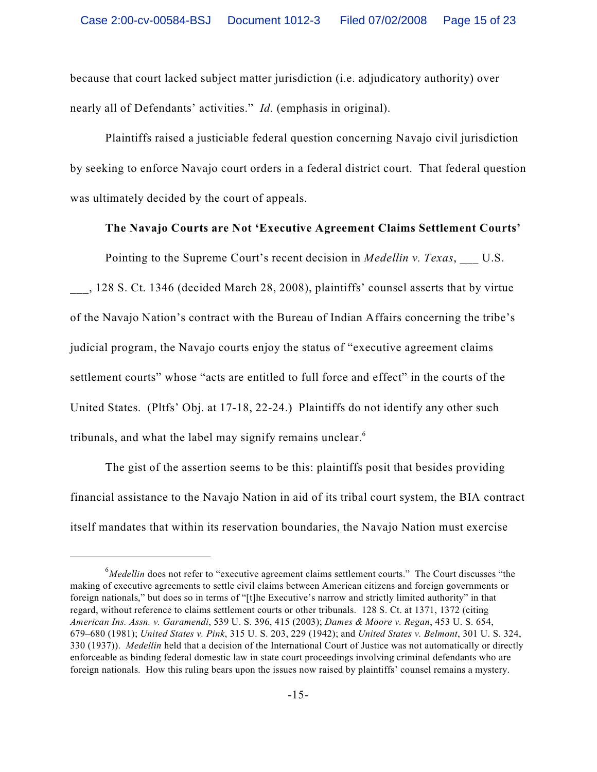because that court lacked subject matter jurisdiction (i.e. adjudicatory authority) over nearly all of Defendants' activities." *Id.* (emphasis in original).

Plaintiffs raised a justiciable federal question concerning Navajo civil jurisdiction by seeking to enforce Navajo court orders in a federal district court. That federal question was ultimately decided by the court of appeals.

**The Navajo Courts are Not 'Executive Agreement Claims Settlement Courts'**

Pointing to the Supreme Court's recent decision in *Medellin v. Texas*, ___ U.S. ___, 128 S. Ct. 1346 (decided March 28, 2008), plaintiffs' counsel asserts that by virtue of the Navajo Nation's contract with the Bureau of Indian Affairs concerning the tribe's judicial program, the Navajo courts enjoy the status of "executive agreement claims settlement courts" whose "acts are entitled to full force and effect" in the courts of the United States. (Pltfs' Obj. at 17-18, 22-24.) Plaintiffs do not identify any other such tribunals, and what the label may signify remains unclear.[6]

The gist of the assertion seems to be this: plaintiffs posit that besides providing financial assistance to the Navajo Nation in aid of its tribal court system, the BIA contract itself mandates that within its reservation boundaries, the Navajo Nation must exercise

---

[6] *Medellin* does not refer to "executive agreement claims settlement courts." The Court discusses "the making of executive agreements to settle civil claims between American citizens and foreign governments or foreign nationals," but does so in terms of "[t]he Executive's narrow and strictly limited authority" in that regard, without reference to claims settlement courts or other tribunals. 128 S. Ct. at 1371, 1372 (citing *American Ins. Assn. v. Garamendi*, 539 U. S. 396, 415 (2003); *Dames & Moore v. Regan*, 453 U. S. 654, 679–680 (1981); *United States v. Pink*, 315 U. S. 203, 229 (1942); and *United States v. Belmont*, 301 U. S. 324, 330 (1937)). *Medellin* held that a decision of the International Court of Justice was not automatically or directly enforceable as binding federal domestic law in state court proceedings involving criminal defendants who are foreign nationals. How this ruling bears upon the issues now raised by plaintiffs' counsel remains a mystery.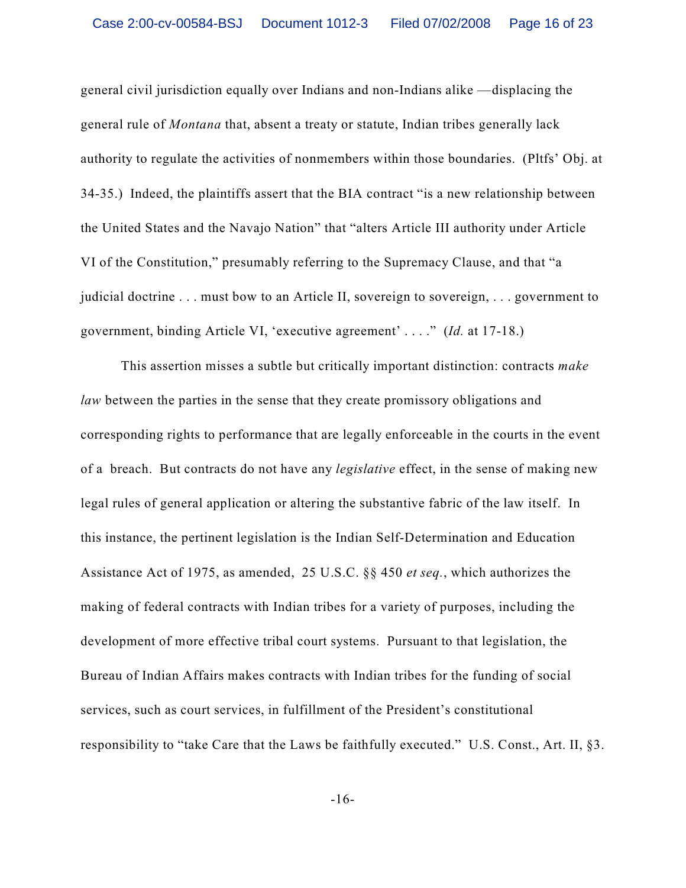general civil jurisdiction equally over Indians and non-Indians alike —displacing the general rule of *Montana* that, absent a treaty or statute, Indian tribes generally lack authority to regulate the activities of nonmembers within those boundaries. (Pltfs' Obj. at 34-35.) Indeed, the plaintiffs assert that the BIA contract "is a new relationship between the United States and the Navajo Nation" that "alters Article III authority under Article VI of the Constitution," presumably referring to the Supremacy Clause, and that "a judicial doctrine . . . must bow to an Article II, sovereign to sovereign, . . . government to government, binding Article VI, 'executive agreement' . . . ." (*Id.* at 17-18.)

This assertion misses a subtle but critically important distinction: contracts *make law* between the parties in the sense that they create promissory obligations and corresponding rights to performance that are legally enforceable in the courts in the event of a breach. But contracts do not have any *legislative* effect, in the sense of making new legal rules of general application or altering the substantive fabric of the law itself. In this instance, the pertinent legislation is the Indian Self-Determination and Education Assistance Act of 1975, as amended, 25 U.S.C. §§ 450 *et seq.*, which authorizes the making of federal contracts with Indian tribes for a variety of purposes, including the development of more effective tribal court systems. Pursuant to that legislation, the Bureau of Indian Affairs makes contracts with Indian tribes for the funding of social services, such as court services, in fulfillment of the President's constitutional responsibility to "take Care that the Laws be faithfully executed." U.S. Const., Art. II, §3.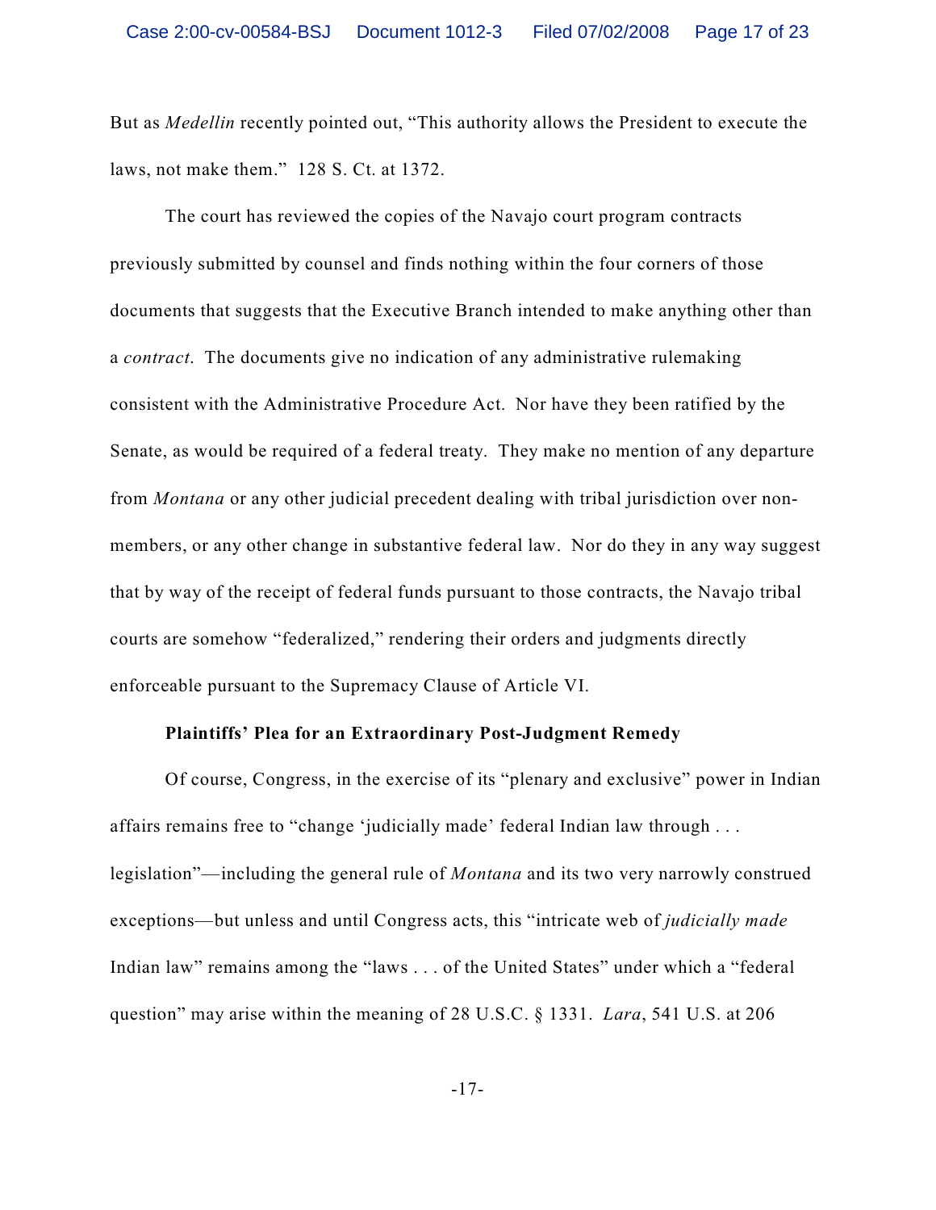But as *Medellin* recently pointed out, "This authority allows the President to execute the laws, not make them." 128 S. Ct. at 1372.

The court has reviewed the copies of the Navajo court program contracts previously submitted by counsel and finds nothing within the four corners of those documents that suggests that the Executive Branch intended to make anything other than a *contract*. The documents give no indication of any administrative rulemaking consistent with the Administrative Procedure Act. Nor have they been ratified by the Senate, as would be required of a federal treaty. They make no mention of any departure from *Montana* or any other judicial precedent dealing with tribal jurisdiction over non-members, or any other change in substantive federal law. Nor do they in any way suggest that by way of the receipt of federal funds pursuant to those contracts, the Navajo tribal courts are somehow "federalized," rendering their orders and judgments directly enforceable pursuant to the Supremacy Clause of Article VI.

**Plaintiffs' Plea for an Extraordinary Post-Judgment Remedy**

Of course, Congress, in the exercise of its "plenary and exclusive" power in Indian affairs remains free to "change 'judicially made' federal Indian law through . . . legislation"—including the general rule of *Montana* and its two very narrowly construed exceptions—but unless and until Congress acts, this "intricate web of *judicially made* Indian law" remains among the "laws . . . of the United States" under which a "federal question" may arise within the meaning of 28 U.S.C. § 1331. *Lara*, 541 U.S. at 206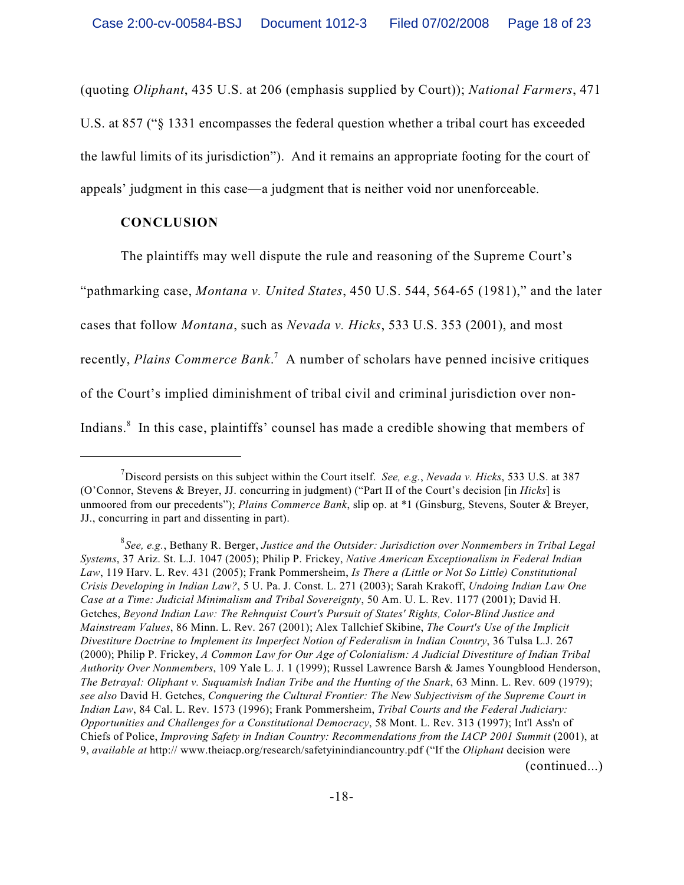(quoting *Oliphant*, 435 U.S. at 206 (emphasis supplied by Court)); *National Farmers*, 471 U.S. at 857 ("§ 1331 encompasses the federal question whether a tribal court has exceeded the lawful limits of its jurisdiction"). And it remains an appropriate footing for the court of appeals' judgment in this case—a judgment that is neither void nor unenforceable.

**CONCLUSION**

The plaintiffs may well dispute the rule and reasoning of the Supreme Court's "pathmarking case, *Montana v. United States*, 450 U.S. 544, 564-65 (1981)," and the later cases that follow *Montana*, such as *Nevada v. Hicks*, 533 U.S. 353 (2001), and most recently, *Plains Commerce Bank*.[7] A number of scholars have penned incisive critiques of the Court's implied diminishment of tribal civil and criminal jurisdiction over non-Indians.[8] In this case, plaintiffs' counsel has made a credible showing that members of

---

[7] Discord persists on this subject within the Court itself. *See, e.g.*, *Nevada v. Hicks*, 533 U.S. at 387 (O'Connor, Stevens & Breyer, JJ. concurring in judgment) ("Part II of the Court's decision [in *Hicks*] is unmoored from our precedents"); *Plains Commerce Bank*, slip op. at *1 (Ginsburg, Stevens, Souter & Breyer, JJ., concurring in part and dissenting in part).

[8] *See, e.g.*, Bethany R. Berger, *Justice and the Outsider: Jurisdiction over Nonmembers in Tribal Legal Systems*, 37 Ariz. St. L.J. 1047 (2005); Philip P. Frickey, *Native American Exceptionalism in Federal Indian Law*, 119 Harv. L. Rev. 431 (2005); Frank Pommersheim, *Is There a (Little or Not So Little) Constitutional Crisis Developing in Indian Law?*, 5 U. Pa. J. Const. L. 271 (2003); Sarah Krakoff, *Undoing Indian Law One Case at a Time: Judicial Minimalism and Tribal Sovereignty*, 50 Am. U. L. Rev. 1177 (2001); David H. Getches, *Beyond Indian Law: The Rehnquist Court's Pursuit of States' Rights, Color-Blind Justice and Mainstream Values*, 86 Minn. L. Rev. 267 (2001); Alex Tallchief Skibine, *The Court's Use of the Implicit Divestiture Doctrine to Implement its Imperfect Notion of Federalism in Indian Country*, 36 Tulsa L.J. 267 (2000); Philip P. Frickey, *A Common Law for Our Age of Colonialism: A Judicial Divestiture of Indian Tribal Authority Over Nonmembers*, 109 Yale L. J. 1 (1999); Russel Lawrence Barsh & James Youngblood Henderson, *The Betrayal: Oliphant v. Suquamish Indian Tribe and the Hunting of the Snark*, 63 Minn. L. Rev. 609 (1979); *see also* David H. Getches, *Conquering the Cultural Frontier: The New Subjectivism of the Supreme Court in Indian Law*, 84 Cal. L. Rev. 1573 (1996); Frank Pommersheim, *Tribal Courts and the Federal Judiciary: Opportunities and Challenges for a Constitutional Democracy*, 58 Mont. L. Rev. 313 (1997); Int'l Ass'n of Chiefs of Police, *Improving Safety in Indian Country: Recommendations from the IACP 2001 Summit* (2001), at 9, *available at* http:// www.theiacp.org/research/safetyinindiancountry.pdf ("If the *Oliphant* decision were

(continued...)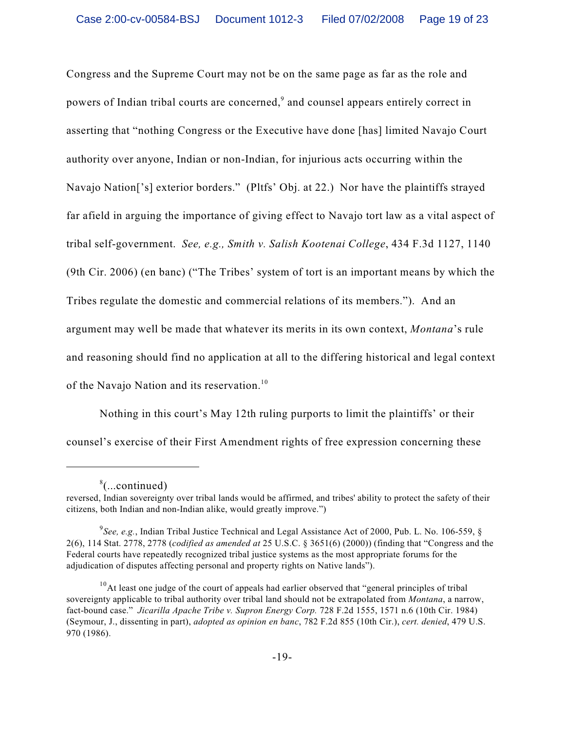Congress and the Supreme Court may not be on the same page as far as the role and powers of Indian tribal courts are concerned,[9] and counsel appears entirely correct in asserting that "nothing Congress or the Executive have done [has] limited Navajo Court authority over anyone, Indian or non-Indian, for injurious acts occurring within the Navajo Nation['s] exterior borders." (Pltfs' Obj. at 22.) Nor have the plaintiffs strayed far afield in arguing the importance of giving effect to Navajo tort law as a vital aspect of tribal self-government. *See, e.g., Smith v. Salish Kootenai College*, 434 F.3d 1127, 1140 (9th Cir. 2006) (en banc) ("The Tribes' system of tort is an important means by which the Tribes regulate the domestic and commercial relations of its members."). And an argument may well be made that whatever its merits in its own context, *Montana*'s rule and reasoning should find no application at all to the differing historical and legal context of the Navajo Nation and its reservation.[10]

Nothing in this court's May 12th ruling purports to limit the plaintiffs' or their counsel's exercise of their First Amendment rights of free expression concerning these

---

[8](...continued)
reversed, Indian sovereignty over tribal lands would be affirmed, and tribes' ability to protect the safety of their citizens, both Indian and non-Indian alike, would greatly improve.")

[9]*See, e.g.*, Indian Tribal Justice Technical and Legal Assistance Act of 2000, Pub. L. No. 106-559, § 2(6), 114 Stat. 2778, 2778 (*codified as amended at* 25 U.S.C. § 3651(6) (2000)) (finding that "Congress and the Federal courts have repeatedly recognized tribal justice systems as the most appropriate forums for the adjudication of disputes affecting personal and property rights on Native lands").

[10]At least one judge of the court of appeals had earlier observed that "general principles of tribal sovereignty applicable to tribal authority over tribal land should not be extrapolated from *Montana*, a narrow, fact-bound case." *Jicarilla Apache Tribe v. Supron Energy Corp.* 728 F.2d 1555, 1571 n.6 (10th Cir. 1984) (Seymour, J., dissenting in part), *adopted as opinion en banc*, 782 F.2d 855 (10th Cir.), *cert. denied*, 479 U.S. 970 (1986).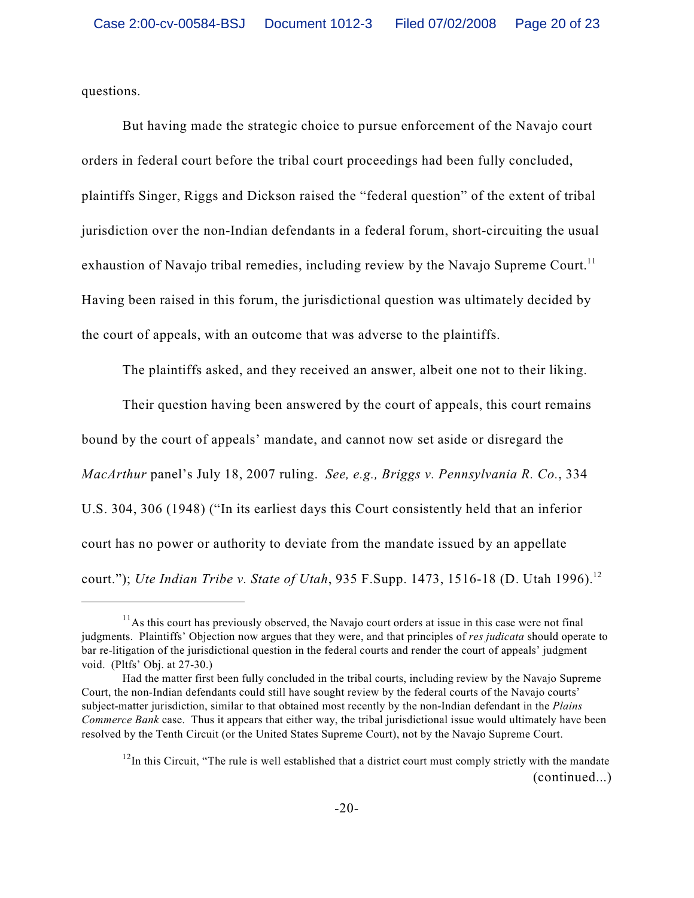questions.

But having made the strategic choice to pursue enforcement of the Navajo court orders in federal court before the tribal court proceedings had been fully concluded, plaintiffs Singer, Riggs and Dickson raised the "federal question" of the extent of tribal jurisdiction over the non-Indian defendants in a federal forum, short-circuiting the usual exhaustion of Navajo tribal remedies, including review by the Navajo Supreme Court.[11] Having been raised in this forum, the jurisdictional question was ultimately decided by the court of appeals, with an outcome that was adverse to the plaintiffs.

The plaintiffs asked, and they received an answer, albeit one not to their liking.

Their question having been answered by the court of appeals, this court remains bound by the court of appeals' mandate, and cannot now set aside or disregard the *MacArthur* panel's July 18, 2007 ruling. *See, e.g., Briggs v. Pennsylvania R. Co.*, 334 U.S. 304, 306 (1948) ("In its earliest days this Court consistently held that an inferior court has no power or authority to deviate from the mandate issued by an appellate court."); *Ute Indian Tribe v. State of Utah*, 935 F.Supp. 1473, 1516-18 (D. Utah 1996).[12]

---

[11] As this court has previously observed, the Navajo court orders at issue in this case were not final judgments. Plaintiffs' Objection now argues that they were, and that principles of *res judicata* should operate to bar re-litigation of the jurisdictional question in the federal courts and render the court of appeals' judgment void. (Pltfs' Obj. at 27-30.)

Had the matter first been fully concluded in the tribal courts, including review by the Navajo Supreme Court, the non-Indian defendants could still have sought review by the federal courts of the Navajo courts' subject-matter jurisdiction, similar to that obtained most recently by the non-Indian defendant in the *Plains Commerce Bank* case. Thus it appears that either way, the tribal jurisdictional issue would ultimately have been resolved by the Tenth Circuit (or the United States Supreme Court), not by the Navajo Supreme Court.

[12] In this Circuit, "The rule is well established that a district court must comply strictly with the mandate (continued...)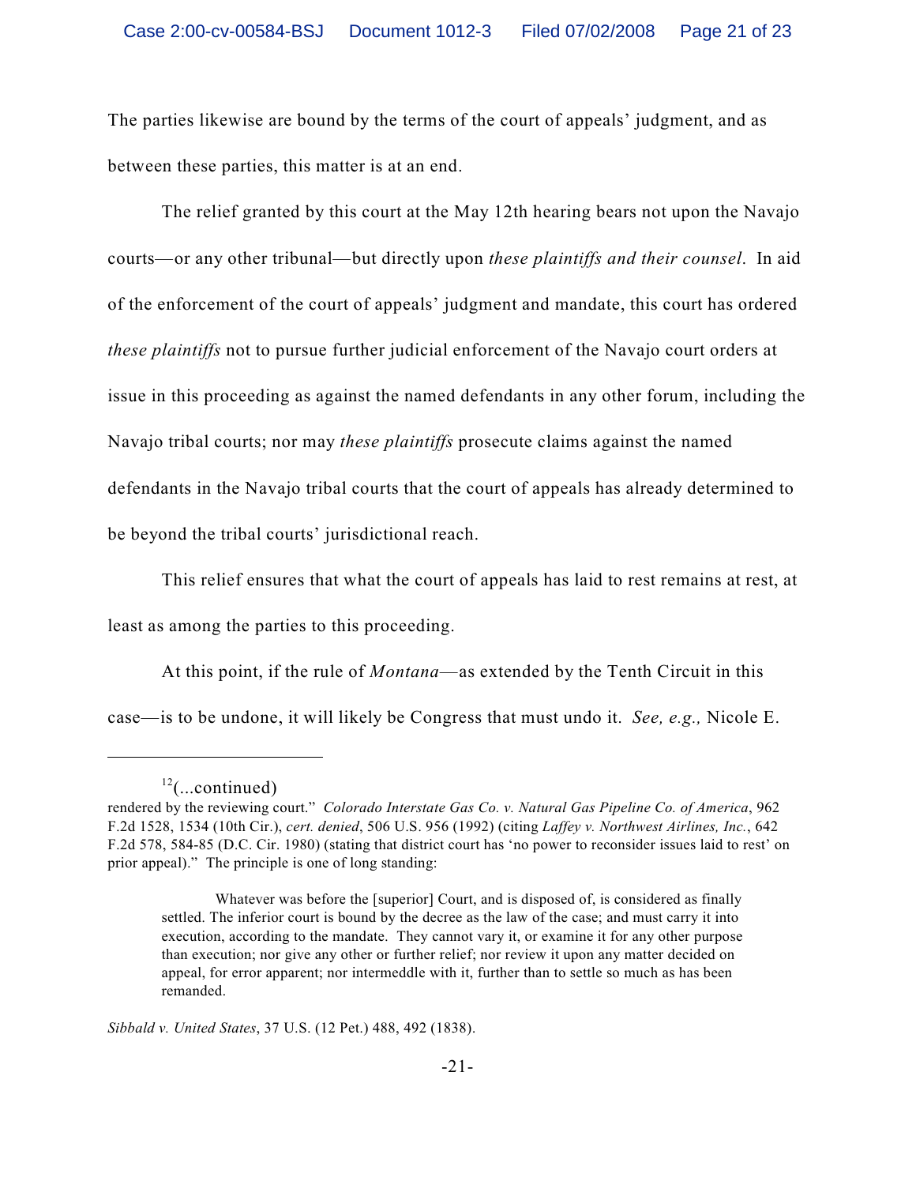The parties likewise are bound by the terms of the court of appeals' judgment, and as between these parties, this matter is at an end.

The relief granted by this court at the May 12th hearing bears not upon the Navajo courts—or any other tribunal—but directly upon *these plaintiffs and their counsel*. In aid of the enforcement of the court of appeals' judgment and mandate, this court has ordered *these plaintiffs* not to pursue further judicial enforcement of the Navajo court orders at issue in this proceeding as against the named defendants in any other forum, including the Navajo tribal courts; nor may *these plaintiffs* prosecute claims against the named defendants in the Navajo tribal courts that the court of appeals has already determined to be beyond the tribal courts' jurisdictional reach.

This relief ensures that what the court of appeals has laid to rest remains at rest, at least as among the parties to this proceeding.

At this point, if the rule of *Montana*—as extended by the Tenth Circuit in this case—is to be undone, it will likely be Congress that must undo it. *See, e.g.,* Nicole E.

---

[12](...continued)
rendered by the reviewing court." *Colorado Interstate Gas Co. v. Natural Gas Pipeline Co. of America*, 962 F.2d 1528, 1534 (10th Cir.), *cert. denied*, 506 U.S. 956 (1992) (citing *Laffey v. Northwest Airlines, Inc.*, 642 F.2d 578, 584-85 (D.C. Cir. 1980) (stating that district court has 'no power to reconsider issues laid to rest' on prior appeal)." The principle is one of long standing:

> Whatever was before the [superior] Court, and is disposed of, is considered as finally settled. The inferior court is bound by the decree as the law of the case; and must carry it into execution, according to the mandate. They cannot vary it, or examine it for any other purpose than execution; nor give any other or further relief; nor review it upon any matter decided on appeal, for error apparent; nor intermeddle with it, further than to settle so much as has been remanded.

*Sibbald v. United States*, 37 U.S. (12 Pet.) 488, 492 (1838).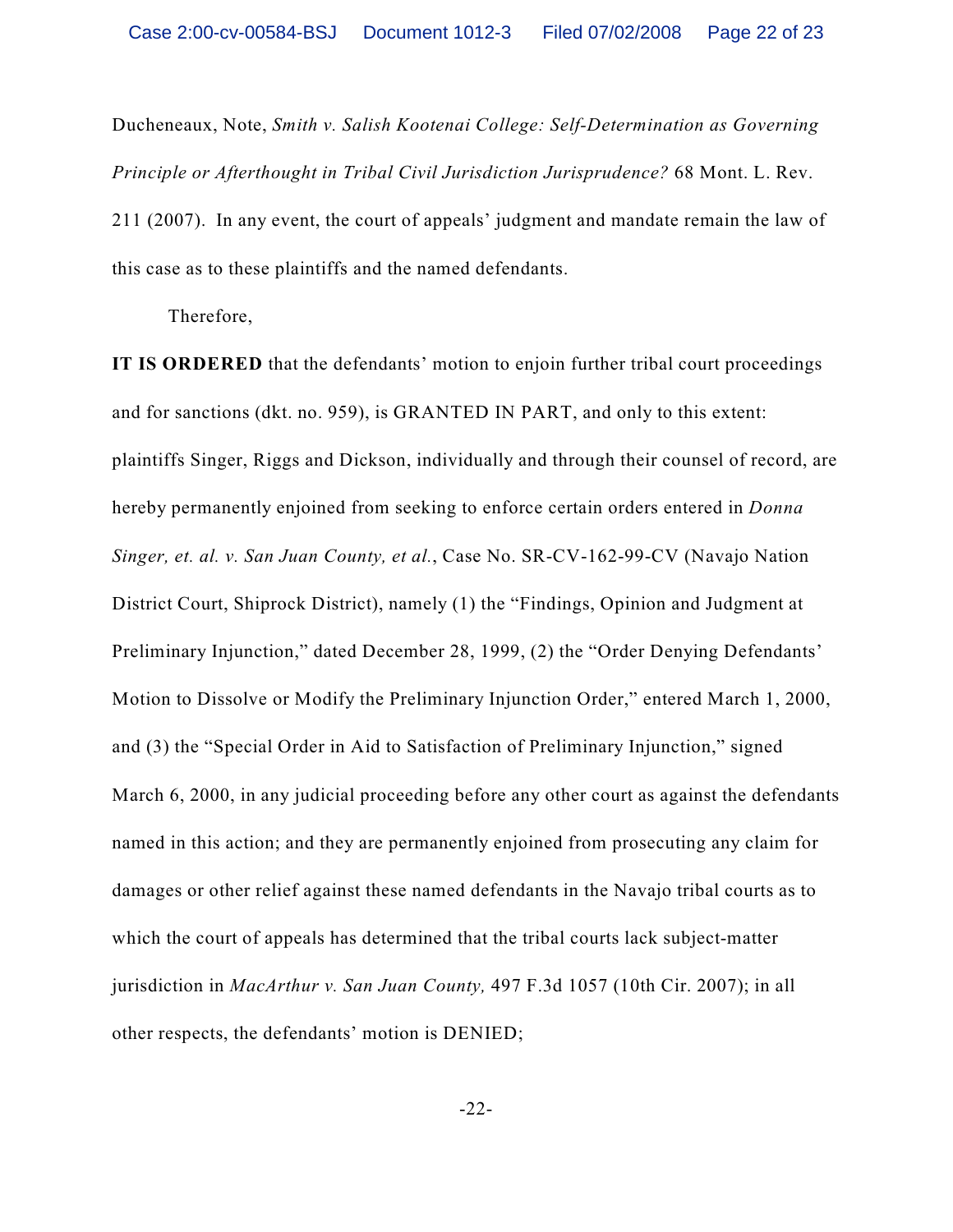Ducheneaux, Note, *Smith v. Salish Kootenai College: Self-Determination as Governing Principle or Afterthought in Tribal Civil Jurisdiction Jurisprudence?* 68 Mont. L. Rev. 211 (2007). In any event, the court of appeals' judgment and mandate remain the law of this case as to these plaintiffs and the named defendants.

Therefore,

**IT IS ORDERED** that the defendants' motion to enjoin further tribal court proceedings and for sanctions (dkt. no. 959), is GRANTED IN PART, and only to this extent: plaintiffs Singer, Riggs and Dickson, individually and through their counsel of record, are hereby permanently enjoined from seeking to enforce certain orders entered in *Donna Singer, et. al. v. San Juan County, et al.*, Case No. SR-CV-162-99-CV (Navajo Nation District Court, Shiprock District), namely (1) the "Findings, Opinion and Judgment at Preliminary Injunction," dated December 28, 1999, (2) the "Order Denying Defendants' Motion to Dissolve or Modify the Preliminary Injunction Order," entered March 1, 2000, and (3) the "Special Order in Aid to Satisfaction of Preliminary Injunction," signed March 6, 2000, in any judicial proceeding before any other court as against the defendants named in this action; and they are permanently enjoined from prosecuting any claim for damages or other relief against these named defendants in the Navajo tribal courts as to which the court of appeals has determined that the tribal courts lack subject-matter jurisdiction in *MacArthur v. San Juan County,* 497 F.3d 1057 (10th Cir. 2007); in all other respects, the defendants' motion is DENIED;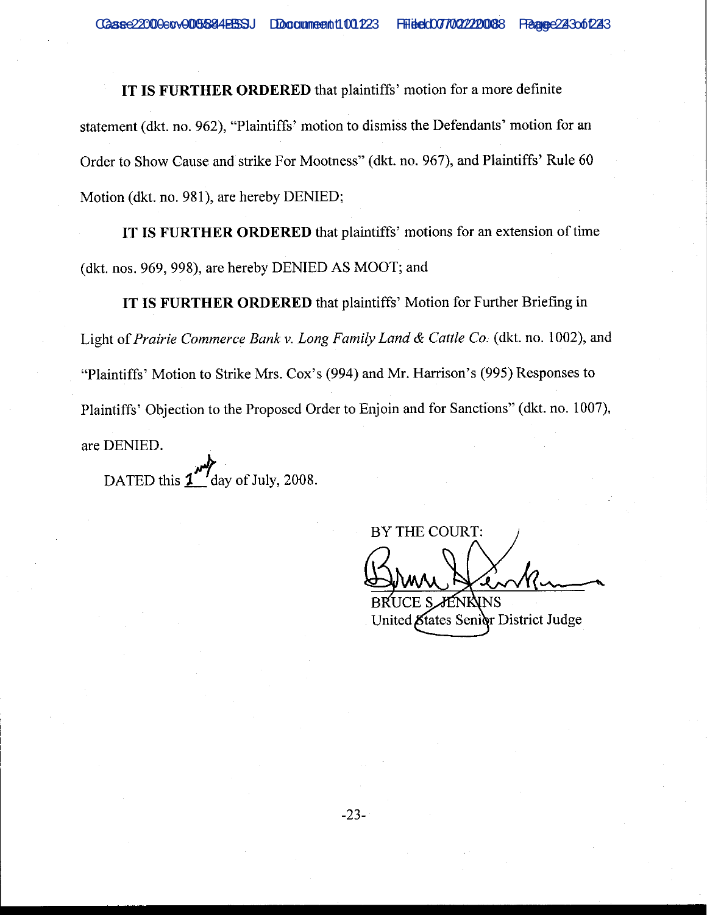**IT IS FURTHER ORDERED** that plaintiffs' motion for a more definite statement (dkt. no. 962), "Plaintiffs' motion to dismiss the Defendants' motion for an Order to Show Cause and strike For Mootness" (dkt. no. 967), and Plaintiffs' Rule 60 Motion (dkt. no. 981), are hereby DENIED;

**IT IS FURTHER ORDERED** that plaintiffs' motions for an extension of time (dkt. nos. 969, 998), are hereby DENIED AS MOOT; and

**IT IS FURTHER ORDERED** that plaintiffs' Motion for Further Briefing in Light of *Prairie Commerce Bank v. Long Family Land & Cattle Co.* (dkt. no. 1002), and "Plaintiffs' Motion to Strike Mrs. Cox's (994) and Mr. Harrison's (995) Responses to Plaintiffs' Objection to the Proposed Order to Enjoin and for Sanctions" (dkt. no. 1007), are DENIED.

DATED this 1st day of July, 2008.

BY THE COURT:

BRUCE S. JENKINS
United States Senior District Judge